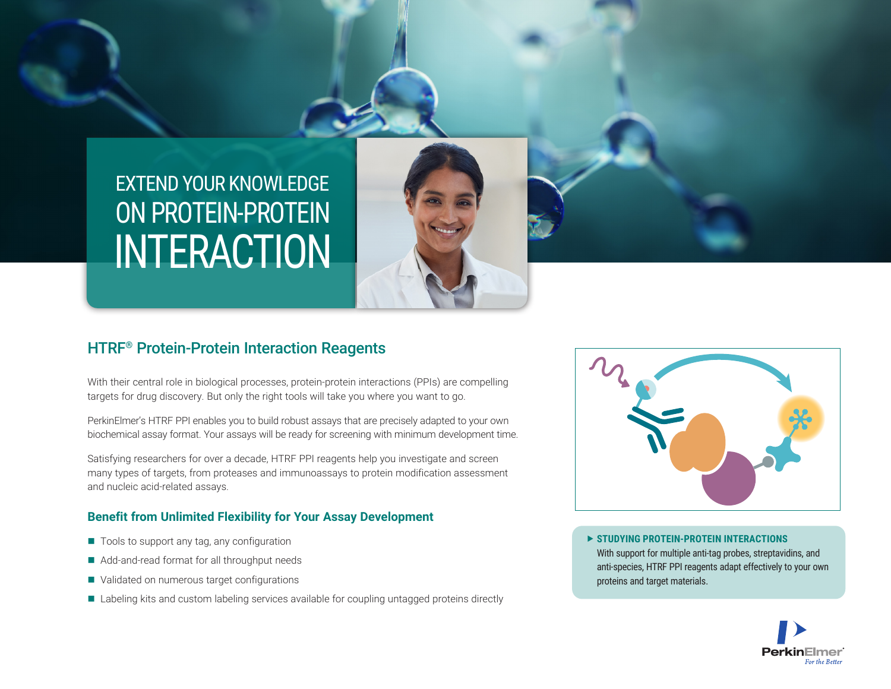# EXTEND YOUR KNOWLEDGE ON PROTEIN-PROTEIN INTERACTION

## HTRF® Protein-Protein Interaction Reagents

With their central role in biological processes, protein-protein interactions (PPIs) are compelling targets for drug discovery. But only the right tools will take you where you want to go.

PerkinElmer's HTRF PPI enables you to build robust assays that are precisely adapted to your own biochemical assay format. Your assays will be ready for screening with minimum development time.

Satisfying researchers for over a decade, HTRF PPI reagents help you investigate and screen many types of targets, from proteases and immunoassays to protein modification assessment and nucleic acid-related assays.

### Benefit from Unlimited Flexibility for Your Assay Development

- Tools to support any tag, any configuration
- Add-and-read format for all throughput needs
- Validated on numerous target configurations
- Labeling kits and custom labeling services available for coupling untagged proteins directly

**▶ STUDYING PROTEIN-PROTEIN INTERACTIONS**
With support for multiple anti-tag probes, streptavidins, and anti-species, HTRF PPI reagents adapt effectively to your own proteins and target materials.

PerkinElmer
*For the Better*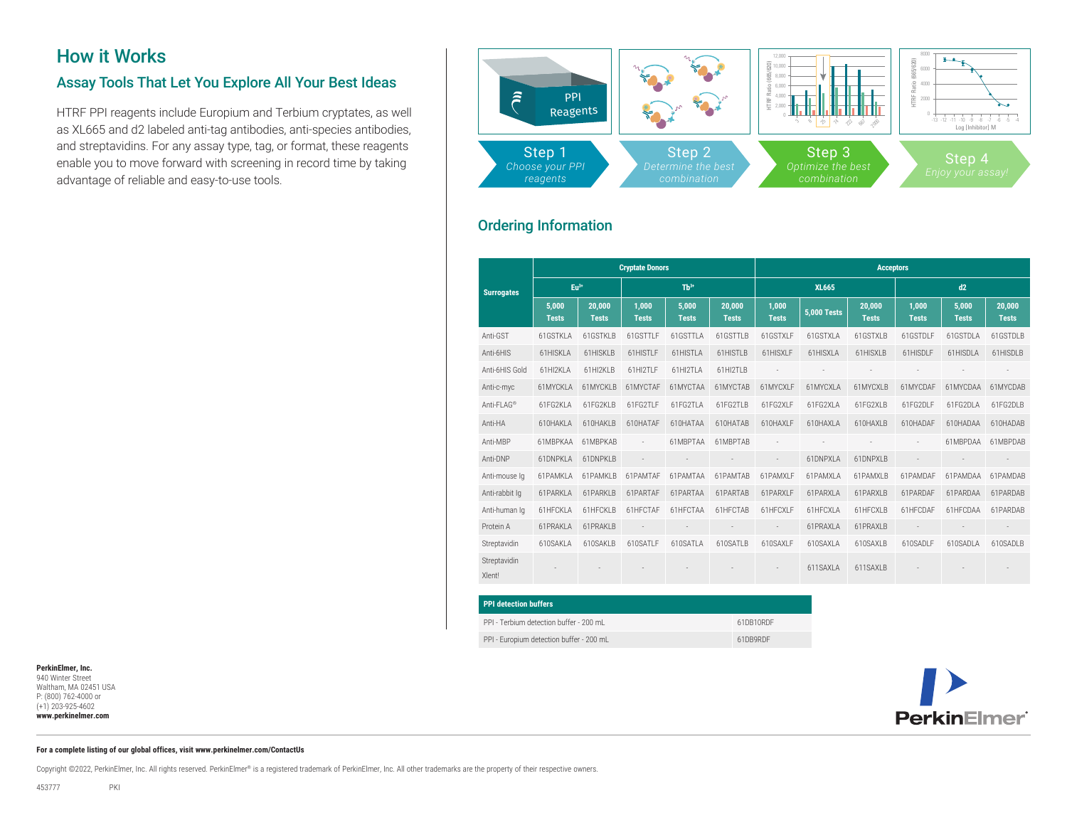## How it Works

### Assay Tools That Let You Explore All Your Best Ideas

HTRF PPI reagents include Europium and Terbium cryptates, as well as XL665 and d2 labeled anti-tag antibodies, anti-species antibodies, and streptavidins. For any assay type, tag, or format, these reagents enable you to move forward with screening in record time by taking advantage of reliable and easy-to-use tools.

PPI Reagents

HTRF Ratio (665/620)

Log [Inhibitor], M

**Step 1** – *Choose your PPI reagents*

**Step 2** – *Determine the best combination*

**Step 3** – *Optimize the best combination*

**Step 4** – *Enjoy your assay!*

## Ordering Information

| Surrogates | Cryptate Donors | | | | | Acceptors | | | | | |
|---|---|---|---|---|---|---|---|---|---|---|---|
| | $Eu^{3+}$ | | $Tb^{3+}$ | | | XL665 | | | d2 | | |
| | 5,000 Tests | 20,000 Tests | 1,000 Tests | 5,000 Tests | 20,000 Tests | 1,000 Tests | 5,000 Tests | 20,000 Tests | 1,000 Tests | 5,000 Tests | 20,000 Tests |
| Anti-GST | 61GSTKLA | 61GSTKLB | 61GSTTLF | 61GSTTLA | 61GSTTLB | 61GSTXLF | 61GSTXLA | 61GSTXLB | 61GSTDLF | 61GSTDLA | 61GSTDLB |
| Anti-6HIS | 61HISKLA | 61HISKLB | 61HISTLF | 61HISTLA | 61HISTLB | 61HISXLF | 61HISXLA | 61HISXLB | 61HISDLF | 61HISDLA | 61HISDLB |
| Anti-6HIS Gold | 61HI2KLA | 61HI2KLB | 61HI2TLF | 61HI2TLA | 61HI2TLB | - | - | - | - | - | - |
| Anti-c-myc | 61MYCKLA | 61MYCKLB | 61MYCTAF | 61MYCTAA | 61MYCTAB | 61MYCXLF | 61MYCXLA | 61MYCXLB | 61MYCDAF | 61MYCDAA | 61MYCDAB |
| Anti-FLAG® | 61FG2KLA | 61FG2KLB | 61FG2TLF | 61FG2TLA | 61FG2TLB | 61FG2XLF | 61FG2XLA | 61FG2XLB | 61FG2DLF | 61FG2DLA | 61FG2DLB |
| Anti-HA | 610HAKLA | 610HAKLB | 610HATAF | 610HATAA | 610HATAB | 610HAXLF | 610HAXLA | 610HAXLB | 610HADAF | 610HADAA | 610HADAB |
| Anti-MBP | 61MBPKAA | 61MBPKAB | - | 61MBPTAA | 61MBPTAB | - | - | - | - | 61MBPDAA | 61MBPDAB |
| Anti-DNP | 61DNPKLA | 61DNPKLB | - | - | - | - | 61DNPXLA | 61DNPXLB | - | - | - |
| Anti-mouse Ig | 61PAMKLA | 61PAMKLB | 61PAMTAF | 61PAMTAA | 61PAMTAB | 61PAMXLF | 61PAMXLA | 61PAMXLB | 61PAMDAF | 61PAMDAA | 61PAMDAB |
| Anti-rabbit Ig | 61PARKLA | 61PARKLB | 61PARTAF | 61PARTAA | 61PARTAB | 61PARXLF | 61PARXLA | 61PARXLB | 61PARDAF | 61PARDAA | 61PARDAB |
| Anti-human Ig | 61HFCKLA | 61HFCKLB | 61HFCTAF | 61HFCTAA | 61HFCTAB | 61HFCXLF | 61HFCXLA | 61HFCXLB | 61HFCDAF | 61HFCDAA | 61PARDAB |
| Protein A | 61PRAKLA | 61PRAKLB | - | - | - | - | 61PRAXLA | 61PRAXLB | - | - | - |
| Streptavidin | 610SAKLA | 610SAKLB | 610SATLF | 610SATLA | 610SATLB | 610SAXLF | 610SAXLA | 610SAXLB | 610SADLF | 610SADLA | 610SADLB |
| Streptavidin Xlent! | - | - | - | - | - | - | 611SAXLA | 611SAXLB | - | - | - |

| PPI detection buffers | |
|---|---|
| PPI - Terbium detection buffer - 200 mL | 61DB10RDF |
| PPI - Europium detection buffer - 200 mL | 61DB9RDF |

**PerkinElmer, Inc.**
940 Winter Street
Waltham, MA 02451 USA
P: (800) 762-4000 or
(+1) 203-925-4602
**www.perkinelmer.com**

**For a complete listing of our global offices, visit www.perkinelmer.com/ContactUs**

Copyright ©2022, PerkinElmer, Inc. All rights reserved. PerkinElmer® is a registered trademark of PerkinElmer, Inc. All other trademarks are the property of their respective owners.

453777 PKI